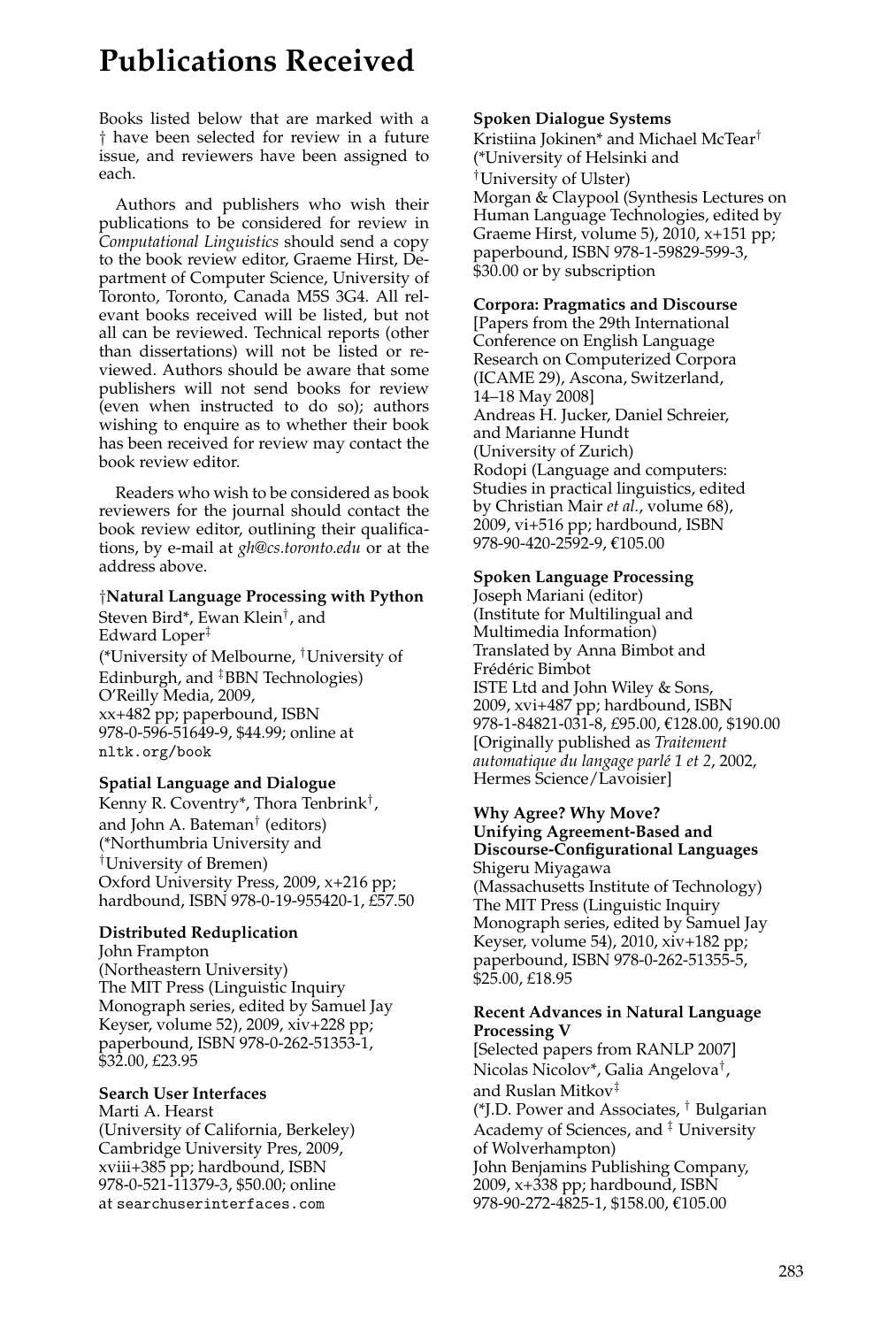# Publications Received

Books listed below that are marked with a † have been selected for review in a future issue, and reviewers have been assigned to each.

Authors and publishers who wish their publications to be considered for review in *Computational Linguistics* should send a copy to the book review editor, Graeme Hirst, Department of Computer Science, University of Toronto, Toronto, Canada M5S 3G4. All relevant books received will be listed, but not all can be reviewed. Technical reports (other than dissertations) will not be listed or reviewed. Authors should be aware that some publishers will not send books for review (even when instructed to do so); authors wishing to enquire as to whether their book has been received for review may contact the book review editor.

Readers who wish to be considered as book reviewers for the journal should contact the book review editor, outlining their qualifications, by e-mail at *gh@cs.toronto.edu* or at the address above.

†**Natural Language Processing with Python**
Steven Bird*, Ewan Klein†, and Edward Loper‡
(*University of Melbourne, †University of Edinburgh, and ‡BBN Technologies)
O'Reilly Media, 2009, xx+482 pp; paperbound, ISBN 978-0-596-51649-9, $44.99; online at `nltk.org/book`

**Spatial Language and Dialogue**
Kenny R. Coventry*, Thora Tenbrink†, and John A. Bateman† (editors)
(*Northumbria University and †University of Bremen)
Oxford University Press, 2009, x+216 pp; hardbound, ISBN 978-0-19-955420-1, £57.50

**Distributed Reduplication**
John Frampton
(Northeastern University)
The MIT Press (Linguistic Inquiry Monograph series, edited by Samuel Jay Keyser, volume 52), 2009, xiv+228 pp; paperbound, ISBN 978-0-262-51353-1, $32.00, £23.95

**Search User Interfaces**
Marti A. Hearst
(University of California, Berkeley)
Cambridge University Pres, 2009, xviii+385 pp; hardbound, ISBN 978-0-521-11379-3, $50.00; online at `searchuserinterfaces.com`

**Spoken Dialogue Systems**
Kristiina Jokinen* and Michael McTear†
(*University of Helsinki and †University of Ulster)
Morgan & Claypool (Synthesis Lectures on Human Language Technologies, edited by Graeme Hirst, volume 5), 2010, x+151 pp; paperbound, ISBN 978-1-59829-599-3, $30.00 or by subscription

**Corpora: Pragmatics and Discourse**
[Papers from the 29th International Conference on English Language Research on Computerized Corpora (ICAME 29), Ascona, Switzerland, 14–18 May 2008]
Andreas H. Jucker, Daniel Schreier, and Marianne Hundt
(University of Zurich)
Rodopi (Language and computers: Studies in practical linguistics, edited by Christian Mair *et al.*, volume 68), 2009, vi+516 pp; hardbound, ISBN 978-90-420-2592-9, €105.00

**Spoken Language Processing**
Joseph Mariani (editor)
(Institute for Multilingual and Multimedia Information)
Translated by Anna Bimbot and Frédéric Bimbot
ISTE Ltd and John Wiley & Sons, 2009, xvi+487 pp; hardbound, ISBN 978-1-84821-031-8, £95.00, €128.00, $190.00
[Originally published as *Traitement automatique du langage parlé 1 et 2*, 2002, Hermes Science/Lavoisier]

**Why Agree? Why Move? Unifying Agreement-Based and Discourse-Configurational Languages**
Shigeru Miyagawa
(Massachusetts Institute of Technology)
The MIT Press (Linguistic Inquiry Monograph series, edited by Samuel Jay Keyser, volume 54), 2010, xiv+182 pp; paperbound, ISBN 978-0-262-51355-5, $25.00, £18.95

**Recent Advances in Natural Language Processing V**
[Selected papers from RANLP 2007]
Nicolas Nicolov*, Galia Angelova†, and Ruslan Mitkov‡
(*J.D. Power and Associates, † Bulgarian Academy of Sciences, and ‡ University of Wolverhampton)
John Benjamins Publishing Company, 2009, x+338 pp; hardbound, ISBN 978-90-272-4825-1, $158.00, €105.00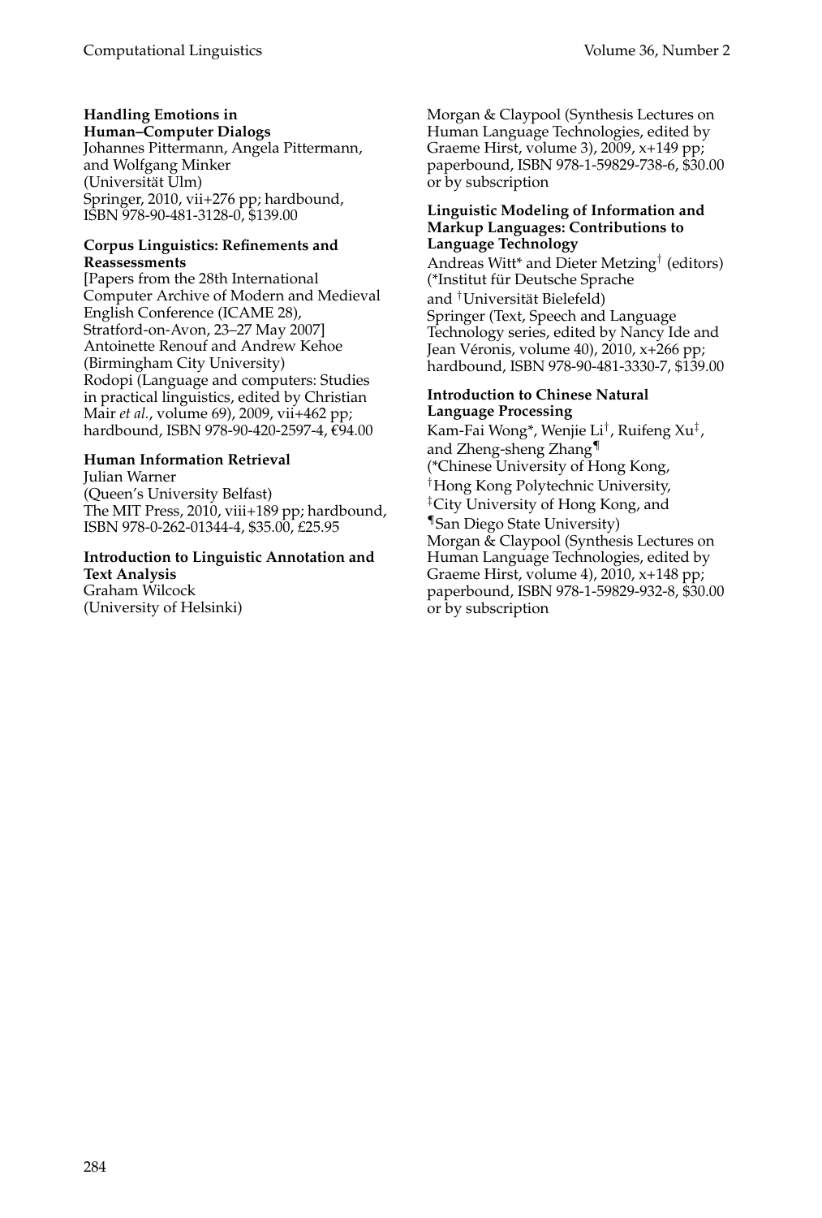**Handling Emotions in Human–Computer Dialogs**
Johannes Pittermann, Angela Pittermann, and Wolfgang Minker
(Universität Ulm)
Springer, 2010, vii+276 pp; hardbound, ISBN 978-90-481-3128-0, $139.00

**Corpus Linguistics: Refinements and Reassessments**
[Papers from the 28th International Computer Archive of Modern and Medieval English Conference (ICAME 28), Stratford-on-Avon, 23–27 May 2007]
Antoinette Renouf and Andrew Kehoe
(Birmingham City University)
Rodopi (Language and computers: Studies in practical linguistics, edited by Christian Mair *et al.*, volume 69), 2009, vii+462 pp; hardbound, ISBN 978-90-420-2597-4, €94.00

**Human Information Retrieval**
Julian Warner
(Queen's University Belfast)
The MIT Press, 2010, viii+189 pp; hardbound, ISBN 978-0-262-01344-4, $35.00, £25.95

**Introduction to Linguistic Annotation and Text Analysis**
Graham Wilcock
(University of Helsinki)
Morgan & Claypool (Synthesis Lectures on Human Language Technologies, edited by Graeme Hirst, volume 3), 2009, x+149 pp; paperbound, ISBN 978-1-59829-738-6, $30.00 or by subscription

**Linguistic Modeling of Information and Markup Languages: Contributions to Language Technology**
Andreas Witt* and Dieter Metzing[†] (editors)
(*Institut für Deutsche Sprache and [†]Universität Bielefeld)
Springer (Text, Speech and Language Technology series, edited by Nancy Ide and Jean Véronis, volume 40), 2010, x+266 pp; hardbound, ISBN 978-90-481-3330-7, $139.00

**Introduction to Chinese Natural Language Processing**
Kam-Fai Wong*, Wenjie Li[†], Ruifeng Xu[‡], and Zheng-sheng Zhang[¶]
(*Chinese University of Hong Kong, [†]Hong Kong Polytechnic University, [‡]City University of Hong Kong, and [¶]San Diego State University)
Morgan & Claypool (Synthesis Lectures on Human Language Technologies, edited by Graeme Hirst, volume 4), 2010, x+148 pp; paperbound, ISBN 978-1-59829-932-8, $30.00 or by subscription